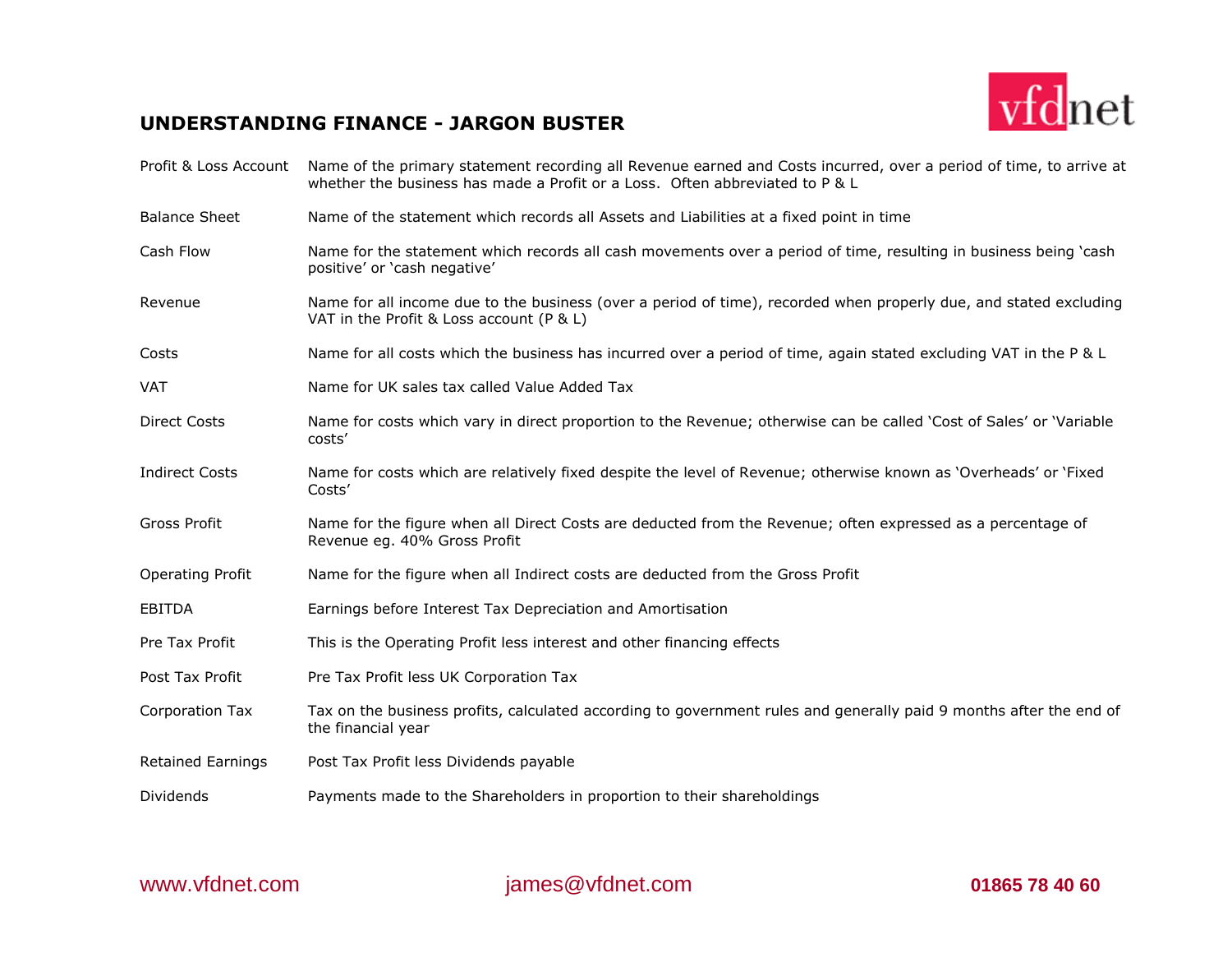# UNDERSTANDING FINANCE - JARGON BUSTER

| | |
|---|---|
| Profit & Loss Account | Name of the primary statement recording all Revenue earned and Costs incurred, over a period of time, to arrive at whether the business has made a Profit or a Loss. Often abbreviated to P & L |
| Balance Sheet | Name of the statement which records all Assets and Liabilities at a fixed point in time |
| Cash Flow | Name for the statement which records all cash movements over a period of time, resulting in business being 'cash positive' or 'cash negative' |
| Revenue | Name for all income due to the business (over a period of time), recorded when properly due, and stated excluding VAT in the Profit & Loss account (P & L) |
| Costs | Name for all costs which the business has incurred over a period of time, again stated excluding VAT in the P & L |
| VAT | Name for UK sales tax called Value Added Tax |
| Direct Costs | Name for costs which vary in direct proportion to the Revenue; otherwise can be called 'Cost of Sales' or 'Variable costs' |
| Indirect Costs | Name for costs which are relatively fixed despite the level of Revenue; otherwise known as 'Overheads' or 'Fixed Costs' |
| Gross Profit | Name for the figure when all Direct Costs are deducted from the Revenue; often expressed as a percentage of Revenue eg. 40% Gross Profit |
| Operating Profit | Name for the figure when all Indirect costs are deducted from the Gross Profit |
| EBITDA | Earnings before Interest Tax Depreciation and Amortisation |
| Pre Tax Profit | This is the Operating Profit less interest and other financing effects |
| Post Tax Profit | Pre Tax Profit less UK Corporation Tax |
| Corporation Tax | Tax on the business profits, calculated according to government rules and generally paid 9 months after the end of the financial year |
| Retained Earnings | Post Tax Profit less Dividends payable |
| Dividends | Payments made to the Shareholders in proportion to their shareholdings |

www.vfdnet.com    james@vfdnet.com    **01865 78 40 60**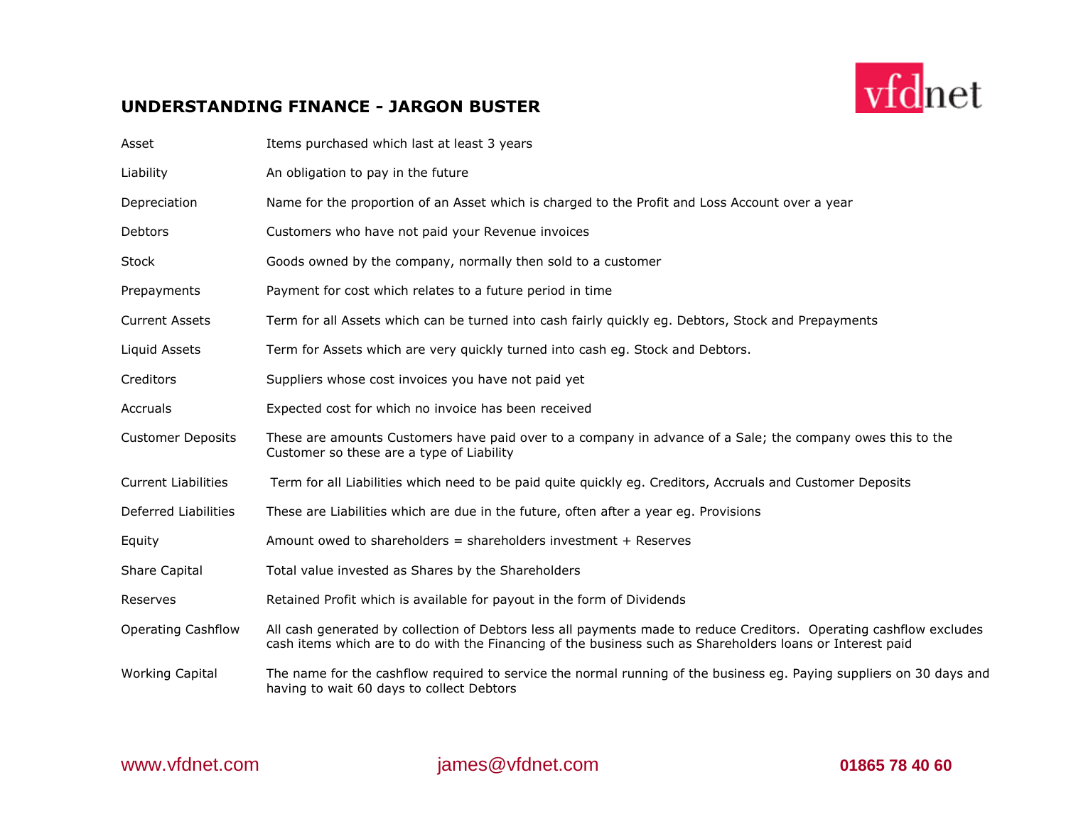## UNDERSTANDING FINANCE - JARGON BUSTER

| Term | Definition |
|---|---|
| Asset | Items purchased which last at least 3 years |
| Liability | An obligation to pay in the future |
| Depreciation | Name for the proportion of an Asset which is charged to the Profit and Loss Account over a year |
| Debtors | Customers who have not paid your Revenue invoices |
| Stock | Goods owned by the company, normally then sold to a customer |
| Prepayments | Payment for cost which relates to a future period in time |
| Current Assets | Term for all Assets which can be turned into cash fairly quickly eg. Debtors, Stock and Prepayments |
| Liquid Assets | Term for Assets which are very quickly turned into cash eg. Stock and Debtors. |
| Creditors | Suppliers whose cost invoices you have not paid yet |
| Accruals | Expected cost for which no invoice has been received |
| Customer Deposits | These are amounts Customers have paid over to a company in advance of a Sale; the company owes this to the Customer so these are a type of Liability |
| Current Liabilities | Term for all Liabilities which need to be paid quite quickly eg. Creditors, Accruals and Customer Deposits |
| Deferred Liabilities | These are Liabilities which are due in the future, often after a year eg. Provisions |
| Equity | Amount owed to shareholders = shareholders investment + Reserves |
| Share Capital | Total value invested as Shares by the Shareholders |
| Reserves | Retained Profit which is available for payout in the form of Dividends |
| Operating Cashflow | All cash generated by collection of Debtors less all payments made to reduce Creditors. Operating cashflow excludes cash items which are to do with the Financing of the business such as Shareholders loans or Interest paid |
| Working Capital | The name for the cashflow required to service the normal running of the business eg. Paying suppliers on 30 days and having to wait 60 days to collect Debtors |

www.vfdnet.com    james@vfdnet.com    **01865 78 40 60**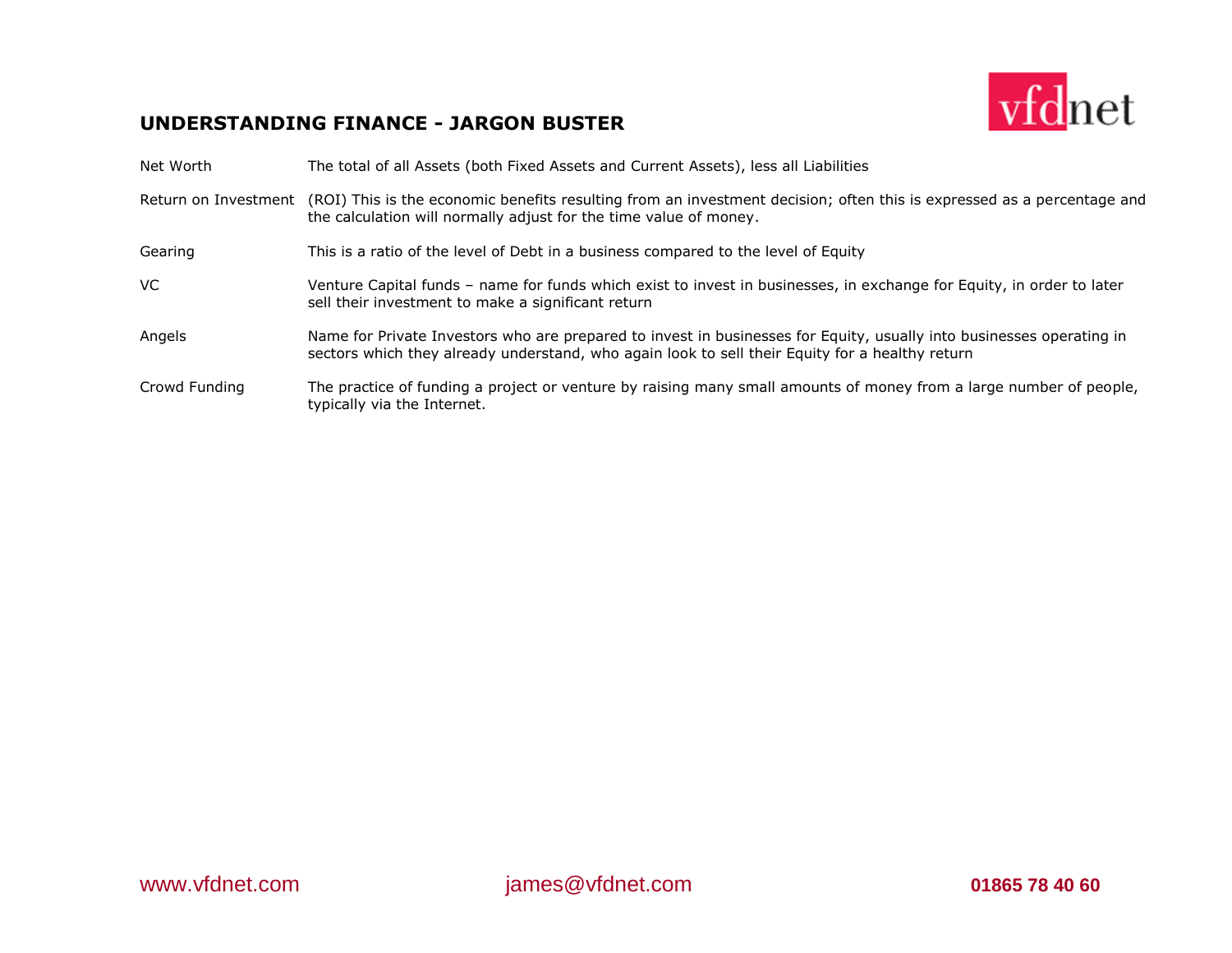## UNDERSTANDING FINANCE - JARGON BUSTER

| | |
|---|---|
| Net Worth | The total of all Assets (both Fixed Assets and Current Assets), less all Liabilities |
| Return on Investment | (ROI) This is the economic benefits resulting from an investment decision; often this is expressed as a percentage and the calculation will normally adjust for the time value of money. |
| Gearing | This is a ratio of the level of Debt in a business compared to the level of Equity |
| VC | Venture Capital funds – name for funds which exist to invest in businesses, in exchange for Equity, in order to later sell their investment to make a significant return |
| Angels | Name for Private Investors who are prepared to invest in businesses for Equity, usually into businesses operating in sectors which they already understand, who again look to sell their Equity for a healthy return |
| Crowd Funding | The practice of funding a project or venture by raising many small amounts of money from a large number of people, typically via the Internet. |